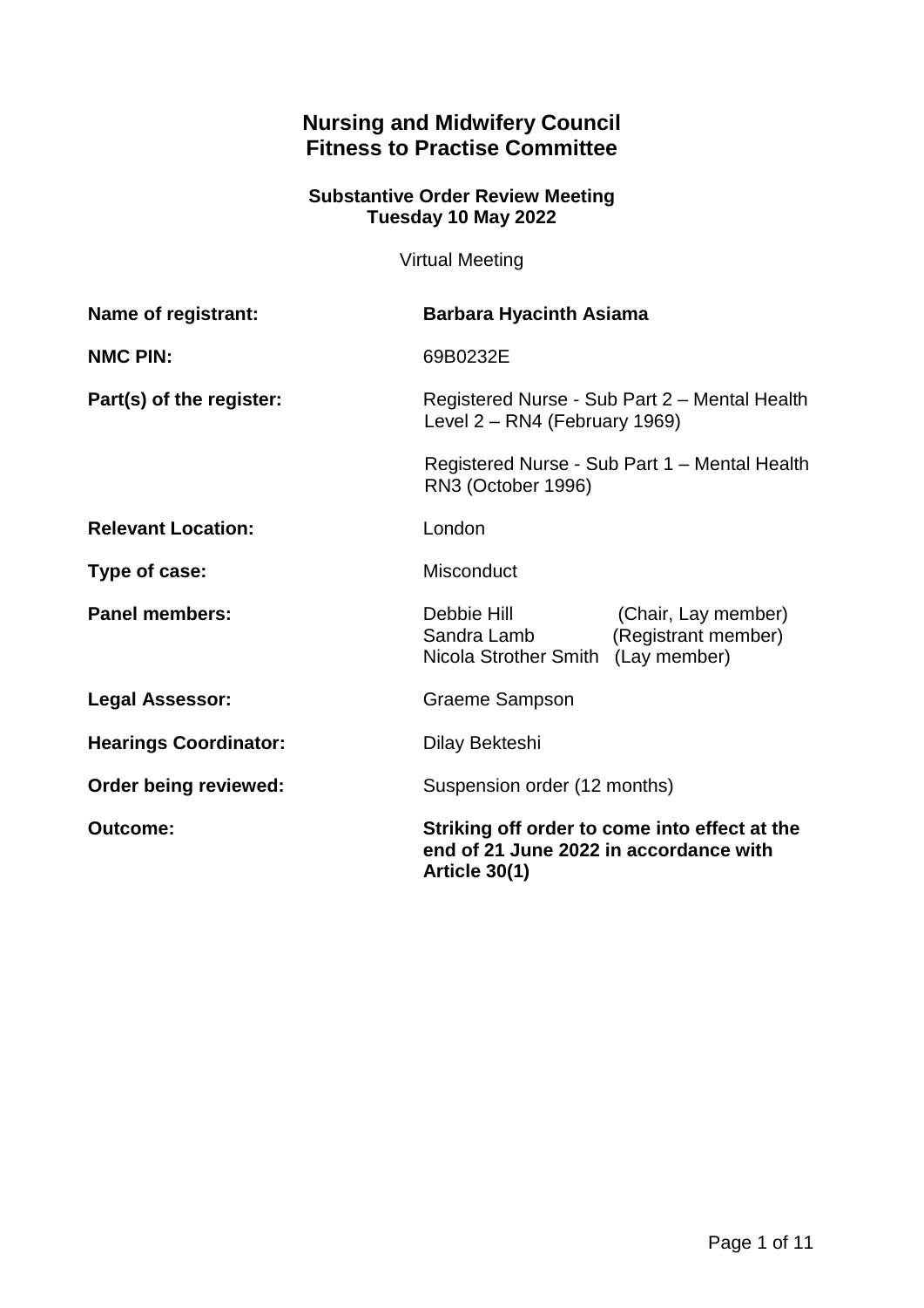# Nursing and Midwifery Council
# Fitness to Practise Committee

**Substantive Order Review Meeting**
**Tuesday 10 May 2022**

Virtual Meeting

| | |
|---|---|
| **Name of registrant:** | **Barbara Hyacinth Asiama** |
| **NMC PIN:** | 69B0232E |
| **Part(s) of the register:** | Registered Nurse - Sub Part 2 – Mental Health Level 2 – RN4 (February 1969)<br><br>Registered Nurse - Sub Part 1 – Mental Health RN3 (October 1996) |
| **Relevant Location:** | London |
| **Type of case:** | Misconduct |
| **Panel members:** | Debbie Hill (Chair, Lay member)<br>Sandra Lamb (Registrant member)<br>Nicola Strother Smith (Lay member) |
| **Legal Assessor:** | Graeme Sampson |
| **Hearings Coordinator:** | Dilay Bekteshi |
| **Order being reviewed:** | Suspension order (12 months) |
| **Outcome:** | **Striking off order to come into effect at the end of 21 June 2022 in accordance with Article 30(1)** |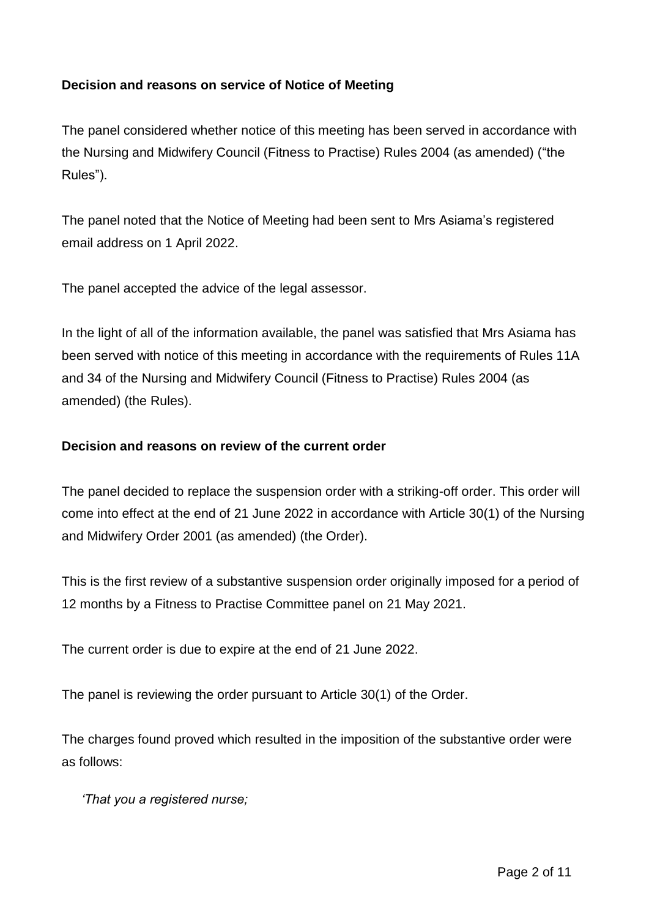**Decision and reasons on service of Notice of Meeting**

The panel considered whether notice of this meeting has been served in accordance with the Nursing and Midwifery Council (Fitness to Practise) Rules 2004 (as amended) ("the Rules").

The panel noted that the Notice of Meeting had been sent to Mrs Asiama's registered email address on 1 April 2022.

The panel accepted the advice of the legal assessor.

In the light of all of the information available, the panel was satisfied that Mrs Asiama has been served with notice of this meeting in accordance with the requirements of Rules 11A and 34 of the Nursing and Midwifery Council (Fitness to Practise) Rules 2004 (as amended) (the Rules).

**Decision and reasons on review of the current order**

The panel decided to replace the suspension order with a striking-off order. This order will come into effect at the end of 21 June 2022 in accordance with Article 30(1) of the Nursing and Midwifery Order 2001 (as amended) (the Order).

This is the first review of a substantive suspension order originally imposed for a period of 12 months by a Fitness to Practise Committee panel on 21 May 2021.

The current order is due to expire at the end of 21 June 2022.

The panel is reviewing the order pursuant to Article 30(1) of the Order.

The charges found proved which resulted in the imposition of the substantive order were as follows:

*'That you a registered nurse;*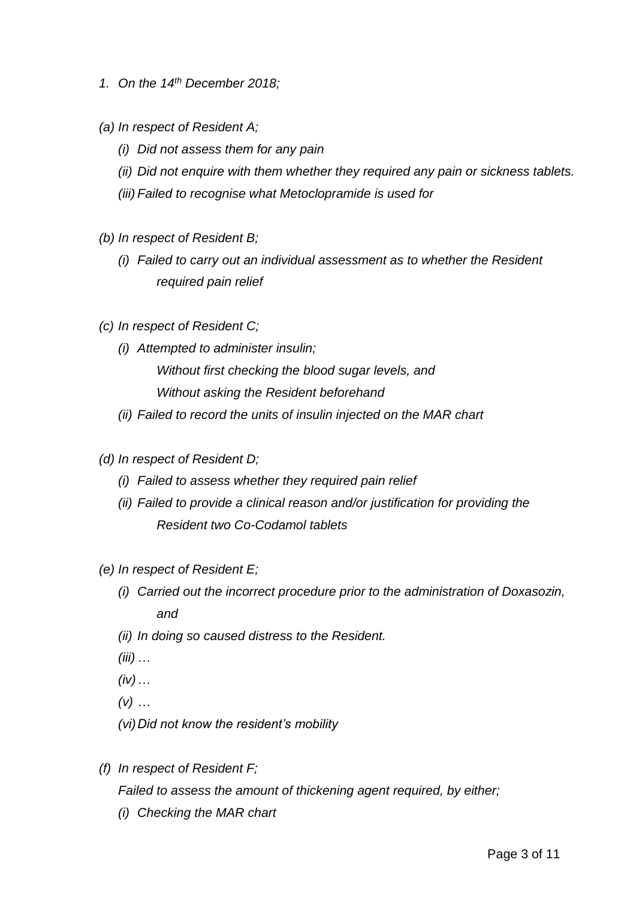1. *On the 14th December 2018;*

*(a) In respect of Resident A;*

- *(i) Did not assess them for any pain*
- *(ii) Did not enquire with them whether they required any pain or sickness tablets.*
- *(iii) Failed to recognise what Metoclopramide is used for*

*(b) In respect of Resident B;*

- *(i) Failed to carry out an individual assessment as to whether the Resident required pain relief*

*(c) In respect of Resident C;*

- *(i) Attempted to administer insulin;*

  *Without first checking the blood sugar levels, and*

  *Without asking the Resident beforehand*

- *(ii) Failed to record the units of insulin injected on the MAR chart*

*(d) In respect of Resident D;*

- *(i) Failed to assess whether they required pain relief*
- *(ii) Failed to provide a clinical reason and/or justification for providing the Resident two Co-Codamol tablets*

*(e) In respect of Resident E;*

- *(i) Carried out the incorrect procedure prior to the administration of Doxasozin, and*
- *(ii) In doing so caused distress to the Resident.*
- *(iii) …*
- *(iv) …*
- *(v) …*
- *(vi) Did not know the resident's mobility*

*(f) In respect of Resident F;*

*Failed to assess the amount of thickening agent required, by either;*

- *(i) Checking the MAR chart*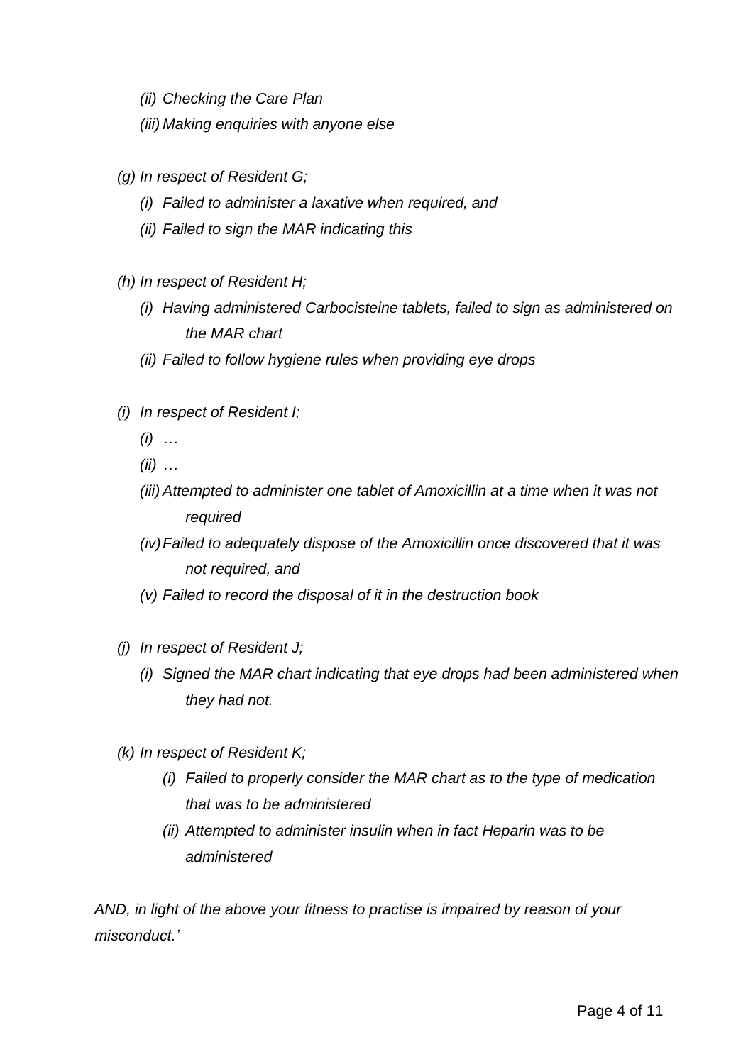*(ii) Checking the Care Plan*

*(iii) Making enquiries with anyone else*

*(g) In respect of Resident G;*

*(i) Failed to administer a laxative when required, and*

*(ii) Failed to sign the MAR indicating this*

*(h) In respect of Resident H;*

*(i) Having administered Carbocisteine tablets, failed to sign as administered on the MAR chart*

*(ii) Failed to follow hygiene rules when providing eye drops*

*(i) In respect of Resident I;*

*(i) …*

*(ii) …*

*(iii) Attempted to administer one tablet of Amoxicillin at a time when it was not required*

*(iv) Failed to adequately dispose of the Amoxicillin once discovered that it was not required, and*

*(v) Failed to record the disposal of it in the destruction book*

*(j) In respect of Resident J;*

*(i) Signed the MAR chart indicating that eye drops had been administered when they had not.*

*(k) In respect of Resident K;*

*(i) Failed to properly consider the MAR chart as to the type of medication that was to be administered*

*(ii) Attempted to administer insulin when in fact Heparin was to be administered*

*AND, in light of the above your fitness to practise is impaired by reason of your misconduct.'*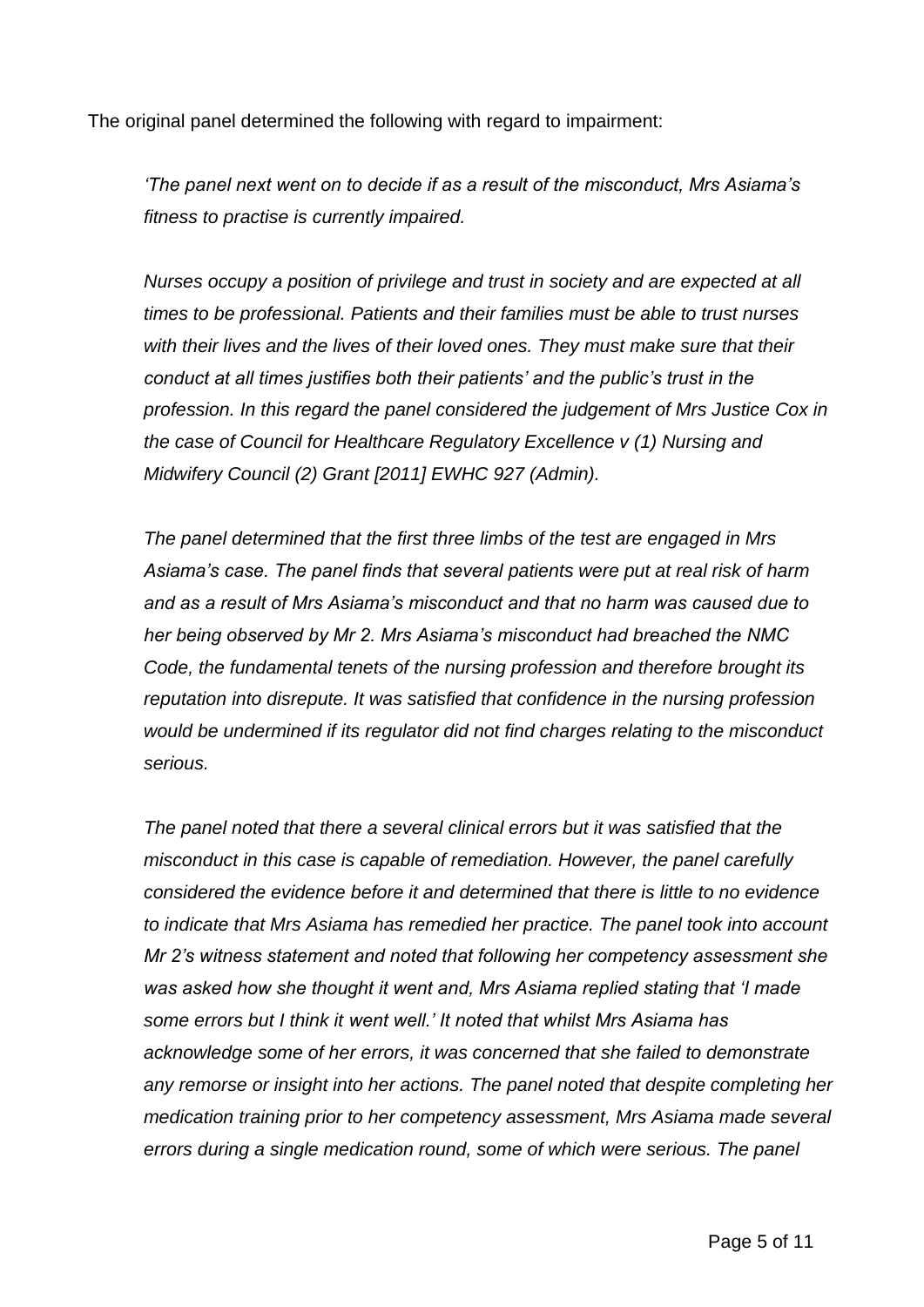The original panel determined the following with regard to impairment:

> *'The panel next went on to decide if as a result of the misconduct, Mrs Asiama's fitness to practise is currently impaired.*
>
> *Nurses occupy a position of privilege and trust in society and are expected at all times to be professional. Patients and their families must be able to trust nurses with their lives and the lives of their loved ones. They must make sure that their conduct at all times justifies both their patients' and the public's trust in the profession. In this regard the panel considered the judgement of Mrs Justice Cox in the case of Council for Healthcare Regulatory Excellence v (1) Nursing and Midwifery Council (2) Grant [2011] EWHC 927 (Admin).*
>
> *The panel determined that the first three limbs of the test are engaged in Mrs Asiama's case. The panel finds that several patients were put at real risk of harm and as a result of Mrs Asiama's misconduct and that no harm was caused due to her being observed by Mr 2. Mrs Asiama's misconduct had breached the NMC Code, the fundamental tenets of the nursing profession and therefore brought its reputation into disrepute. It was satisfied that confidence in the nursing profession would be undermined if its regulator did not find charges relating to the misconduct serious.*
>
> *The panel noted that there a several clinical errors but it was satisfied that the misconduct in this case is capable of remediation. However, the panel carefully considered the evidence before it and determined that there is little to no evidence to indicate that Mrs Asiama has remedied her practice. The panel took into account Mr 2's witness statement and noted that following her competency assessment she was asked how she thought it went and, Mrs Asiama replied stating that 'I made some errors but I think it went well.' It noted that whilst Mrs Asiama has acknowledge some of her errors, it was concerned that she failed to demonstrate any remorse or insight into her actions. The panel noted that despite completing her medication training prior to her competency assessment, Mrs Asiama made several errors during a single medication round, some of which were serious. The panel*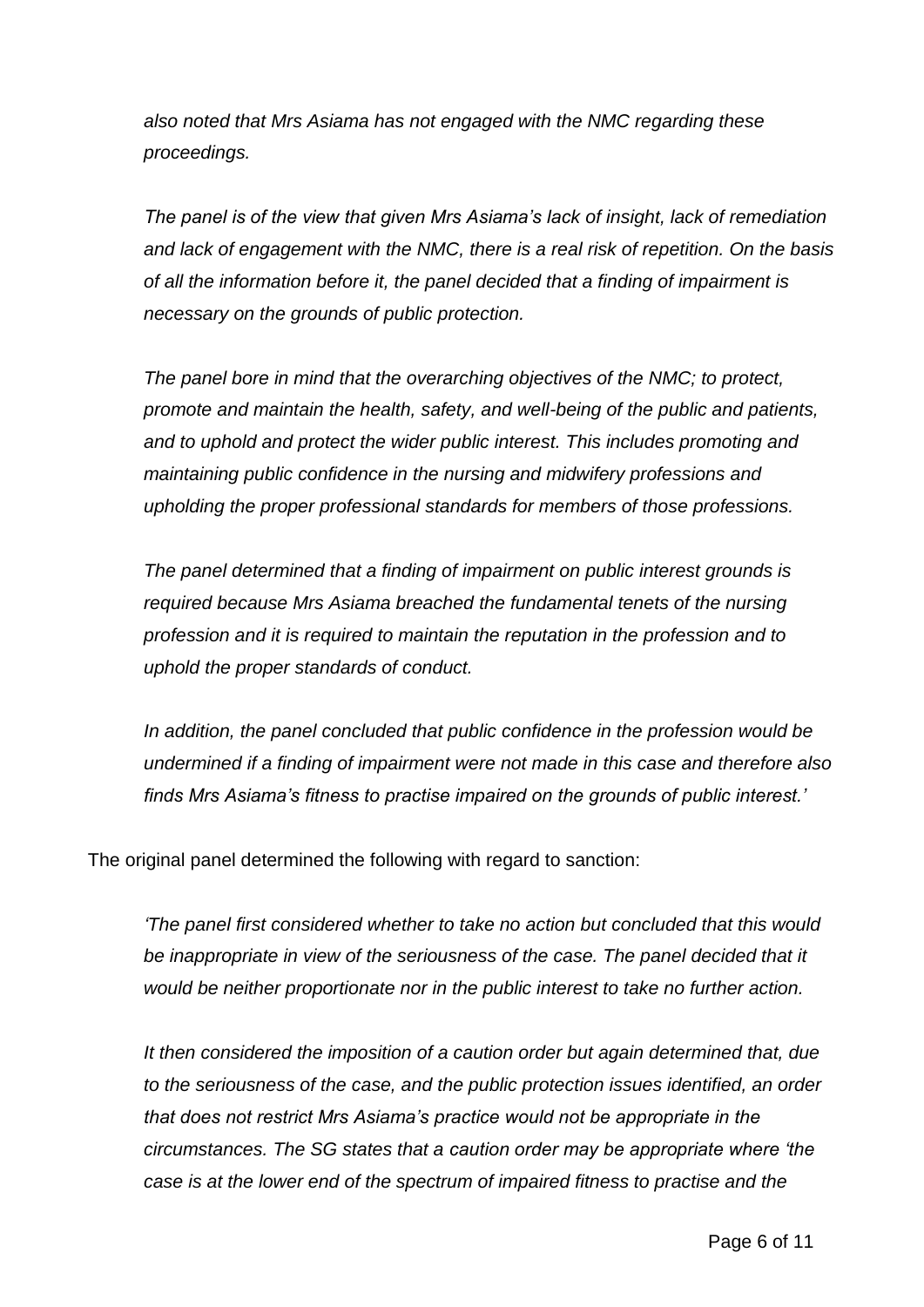*also noted that Mrs Asiama has not engaged with the NMC regarding these proceedings.*

*The panel is of the view that given Mrs Asiama's lack of insight, lack of remediation and lack of engagement with the NMC, there is a real risk of repetition. On the basis of all the information before it, the panel decided that a finding of impairment is necessary on the grounds of public protection.*

*The panel bore in mind that the overarching objectives of the NMC; to protect, promote and maintain the health, safety, and well-being of the public and patients, and to uphold and protect the wider public interest. This includes promoting and maintaining public confidence in the nursing and midwifery professions and upholding the proper professional standards for members of those professions.*

*The panel determined that a finding of impairment on public interest grounds is required because Mrs Asiama breached the fundamental tenets of the nursing profession and it is required to maintain the reputation in the profession and to uphold the proper standards of conduct.*

*In addition, the panel concluded that public confidence in the profession would be undermined if a finding of impairment were not made in this case and therefore also finds Mrs Asiama's fitness to practise impaired on the grounds of public interest.'*

The original panel determined the following with regard to sanction:

*'The panel first considered whether to take no action but concluded that this would be inappropriate in view of the seriousness of the case. The panel decided that it would be neither proportionate nor in the public interest to take no further action.*

*It then considered the imposition of a caution order but again determined that, due to the seriousness of the case, and the public protection issues identified, an order that does not restrict Mrs Asiama's practice would not be appropriate in the circumstances. The SG states that a caution order may be appropriate where 'the case is at the lower end of the spectrum of impaired fitness to practise and the*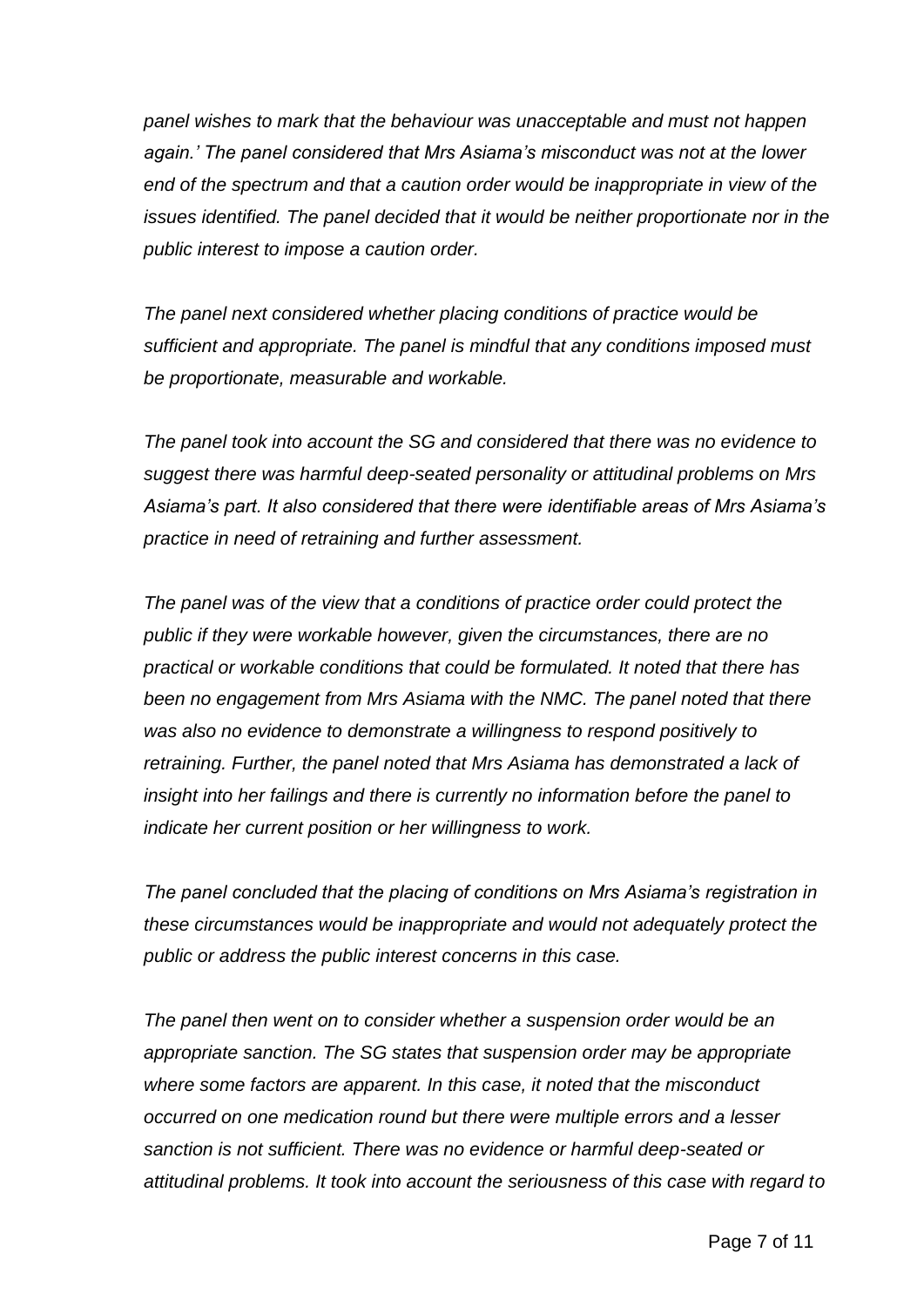*panel wishes to mark that the behaviour was unacceptable and must not happen again.' The panel considered that Mrs Asiama's misconduct was not at the lower end of the spectrum and that a caution order would be inappropriate in view of the issues identified. The panel decided that it would be neither proportionate nor in the public interest to impose a caution order.*

*The panel next considered whether placing conditions of practice would be sufficient and appropriate. The panel is mindful that any conditions imposed must be proportionate, measurable and workable.*

*The panel took into account the SG and considered that there was no evidence to suggest there was harmful deep-seated personality or attitudinal problems on Mrs Asiama's part. It also considered that there were identifiable areas of Mrs Asiama's practice in need of retraining and further assessment.*

*The panel was of the view that a conditions of practice order could protect the public if they were workable however, given the circumstances, there are no practical or workable conditions that could be formulated. It noted that there has been no engagement from Mrs Asiama with the NMC. The panel noted that there was also no evidence to demonstrate a willingness to respond positively to retraining. Further, the panel noted that Mrs Asiama has demonstrated a lack of insight into her failings and there is currently no information before the panel to indicate her current position or her willingness to work.*

*The panel concluded that the placing of conditions on Mrs Asiama's registration in these circumstances would be inappropriate and would not adequately protect the public or address the public interest concerns in this case.*

*The panel then went on to consider whether a suspension order would be an appropriate sanction. The SG states that suspension order may be appropriate where some factors are apparent. In this case, it noted that the misconduct occurred on one medication round but there were multiple errors and a lesser sanction is not sufficient. There was no evidence or harmful deep-seated or attitudinal problems. It took into account the seriousness of this case with regard to*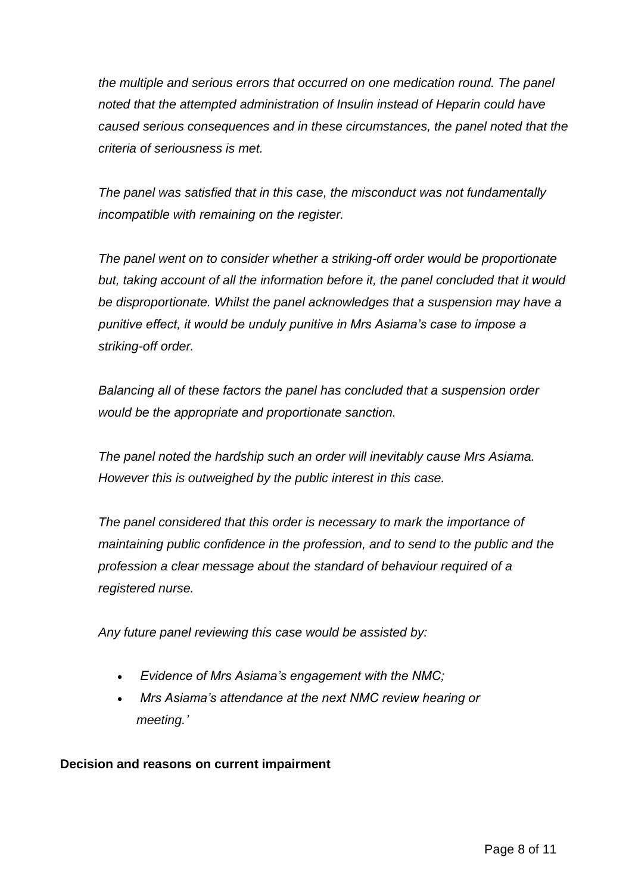*the multiple and serious errors that occurred on one medication round. The panel noted that the attempted administration of Insulin instead of Heparin could have caused serious consequences and in these circumstances, the panel noted that the criteria of seriousness is met.*

*The panel was satisfied that in this case, the misconduct was not fundamentally incompatible with remaining on the register.*

*The panel went on to consider whether a striking-off order would be proportionate but, taking account of all the information before it, the panel concluded that it would be disproportionate. Whilst the panel acknowledges that a suspension may have a punitive effect, it would be unduly punitive in Mrs Asiama's case to impose a striking-off order.*

*Balancing all of these factors the panel has concluded that a suspension order would be the appropriate and proportionate sanction.*

*The panel noted the hardship such an order will inevitably cause Mrs Asiama. However this is outweighed by the public interest in this case.*

*The panel considered that this order is necessary to mark the importance of maintaining public confidence in the profession, and to send to the public and the profession a clear message about the standard of behaviour required of a registered nurse.*

*Any future panel reviewing this case would be assisted by:*

- *Evidence of Mrs Asiama's engagement with the NMC;*
- *Mrs Asiama's attendance at the next NMC review hearing or meeting.'*

**Decision and reasons on current impairment**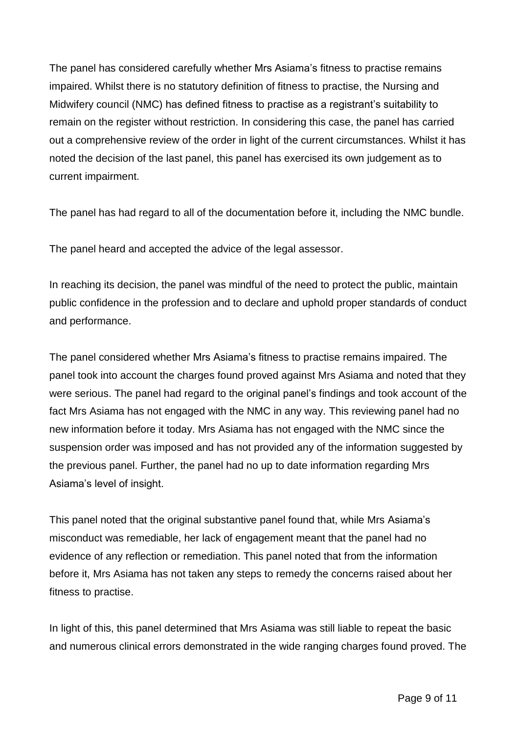The panel has considered carefully whether Mrs Asiama's fitness to practise remains impaired. Whilst there is no statutory definition of fitness to practise, the Nursing and Midwifery council (NMC) has defined fitness to practise as a registrant's suitability to remain on the register without restriction. In considering this case, the panel has carried out a comprehensive review of the order in light of the current circumstances. Whilst it has noted the decision of the last panel, this panel has exercised its own judgement as to current impairment.

The panel has had regard to all of the documentation before it, including the NMC bundle.

The panel heard and accepted the advice of the legal assessor.

In reaching its decision, the panel was mindful of the need to protect the public, maintain public confidence in the profession and to declare and uphold proper standards of conduct and performance.

The panel considered whether Mrs Asiama's fitness to practise remains impaired. The panel took into account the charges found proved against Mrs Asiama and noted that they were serious. The panel had regard to the original panel's findings and took account of the fact Mrs Asiama has not engaged with the NMC in any way. This reviewing panel had no new information before it today. Mrs Asiama has not engaged with the NMC since the suspension order was imposed and has not provided any of the information suggested by the previous panel. Further, the panel had no up to date information regarding Mrs Asiama's level of insight.

This panel noted that the original substantive panel found that, while Mrs Asiama's misconduct was remediable, her lack of engagement meant that the panel had no evidence of any reflection or remediation. This panel noted that from the information before it, Mrs Asiama has not taken any steps to remedy the concerns raised about her fitness to practise.

In light of this, this panel determined that Mrs Asiama was still liable to repeat the basic and numerous clinical errors demonstrated in the wide ranging charges found proved. The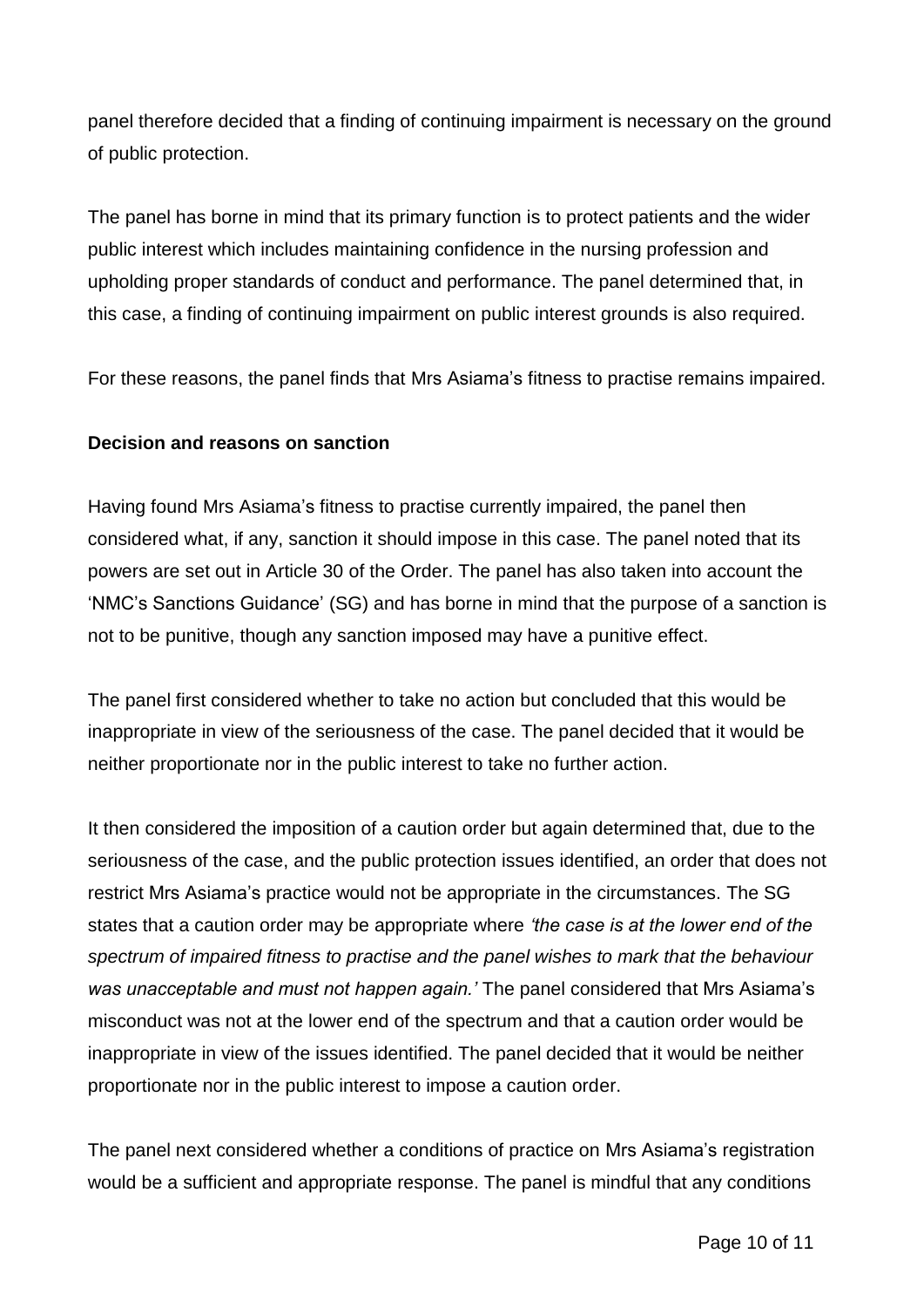panel therefore decided that a finding of continuing impairment is necessary on the ground of public protection.

The panel has borne in mind that its primary function is to protect patients and the wider public interest which includes maintaining confidence in the nursing profession and upholding proper standards of conduct and performance. The panel determined that, in this case, a finding of continuing impairment on public interest grounds is also required.

For these reasons, the panel finds that Mrs Asiama's fitness to practise remains impaired.

**Decision and reasons on sanction**

Having found Mrs Asiama's fitness to practise currently impaired, the panel then considered what, if any, sanction it should impose in this case. The panel noted that its powers are set out in Article 30 of the Order. The panel has also taken into account the 'NMC's Sanctions Guidance' (SG) and has borne in mind that the purpose of a sanction is not to be punitive, though any sanction imposed may have a punitive effect.

The panel first considered whether to take no action but concluded that this would be inappropriate in view of the seriousness of the case. The panel decided that it would be neither proportionate nor in the public interest to take no further action.

It then considered the imposition of a caution order but again determined that, due to the seriousness of the case, and the public protection issues identified, an order that does not restrict Mrs Asiama's practice would not be appropriate in the circumstances. The SG states that a caution order may be appropriate where *'the case is at the lower end of the spectrum of impaired fitness to practise and the panel wishes to mark that the behaviour was unacceptable and must not happen again.'* The panel considered that Mrs Asiama's misconduct was not at the lower end of the spectrum and that a caution order would be inappropriate in view of the issues identified. The panel decided that it would be neither proportionate nor in the public interest to impose a caution order.

The panel next considered whether a conditions of practice on Mrs Asiama's registration would be a sufficient and appropriate response. The panel is mindful that any conditions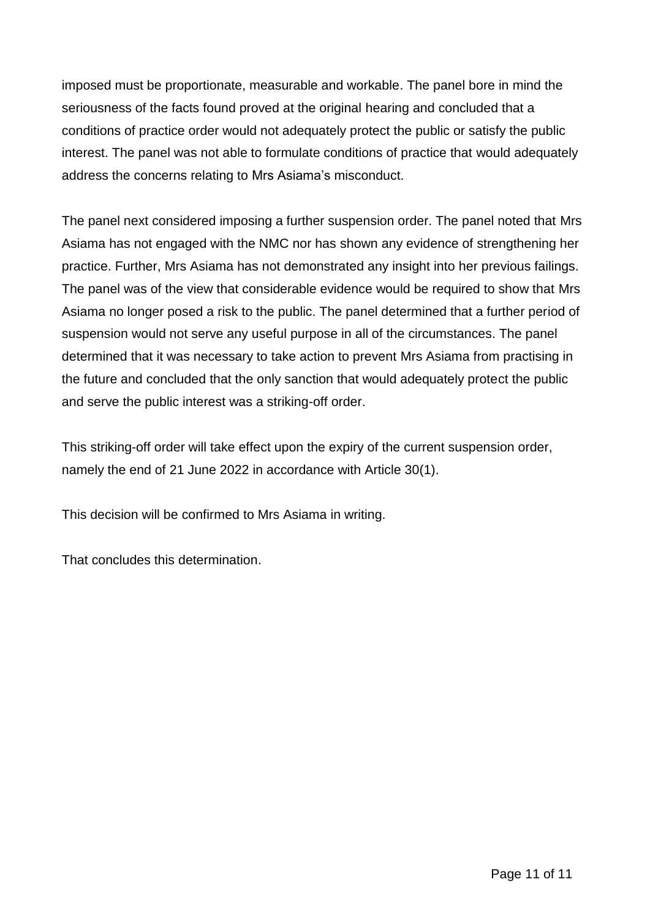imposed must be proportionate, measurable and workable. The panel bore in mind the seriousness of the facts found proved at the original hearing and concluded that a conditions of practice order would not adequately protect the public or satisfy the public interest. The panel was not able to formulate conditions of practice that would adequately address the concerns relating to Mrs Asiama's misconduct.

The panel next considered imposing a further suspension order. The panel noted that Mrs Asiama has not engaged with the NMC nor has shown any evidence of strengthening her practice. Further, Mrs Asiama has not demonstrated any insight into her previous failings. The panel was of the view that considerable evidence would be required to show that Mrs Asiama no longer posed a risk to the public. The panel determined that a further period of suspension would not serve any useful purpose in all of the circumstances. The panel determined that it was necessary to take action to prevent Mrs Asiama from practising in the future and concluded that the only sanction that would adequately protect the public and serve the public interest was a striking-off order.

This striking-off order will take effect upon the expiry of the current suspension order, namely the end of 21 June 2022 in accordance with Article 30(1).

This decision will be confirmed to Mrs Asiama in writing.

That concludes this determination.